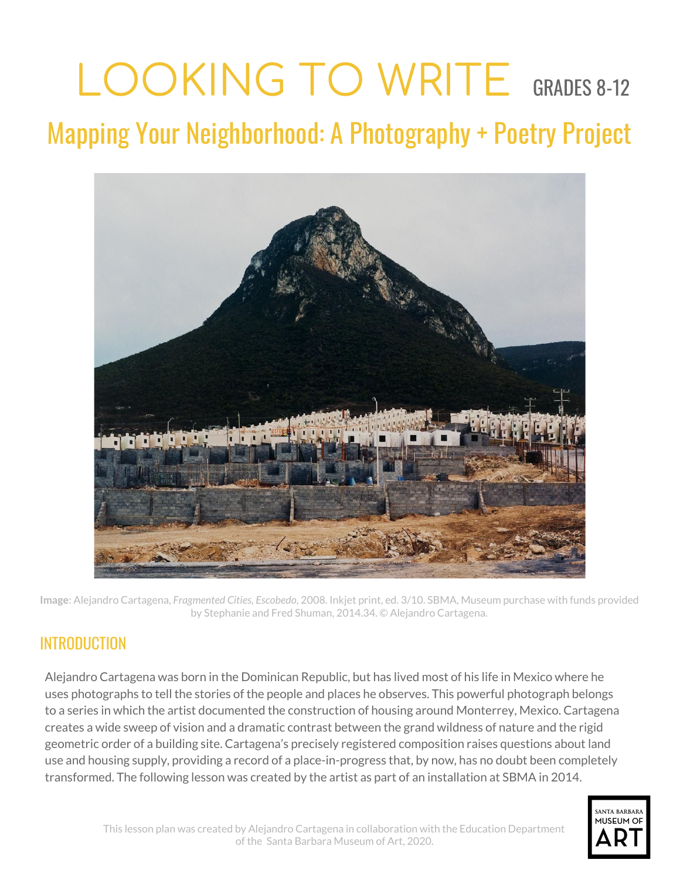# LOOKING TO WRITE GRADES 8-12

## Mapping Your Neighborhood: A Photography + Poetry Project

**Image**: Alejandro Cartagena, *Fragmented Cities, Escobedo*, 2008. Inkjet print, ed. 3/10. SBMA, Museum purchase with funds provided by Stephanie and Fred Shuman, 2014.34. © Alejandro Cartagena.

## INTRODUCTION

Alejandro Cartagena was born in the Dominican Republic, but has lived most of his life in Mexico where he uses photographs to tell the stories of the people and places he observes. This powerful photograph belongs to a series in which the artist documented the construction of housing around Monterrey, Mexico. Cartagena creates a wide sweep of vision and a dramatic contrast between the grand wildness of nature and the rigid geometric order of a building site. Cartagena's precisely registered composition raises questions about land use and housing supply, providing a record of a place-in-progress that, by now, has no doubt been completely transformed. The following lesson was created by the artist as part of an installation at SBMA in 2014.

This lesson plan was created by Alejandro Cartagena in collaboration with the Education Department of the Santa Barbara Museum of Art, 2020.

SANTA BARBARA MUSEUM OF ART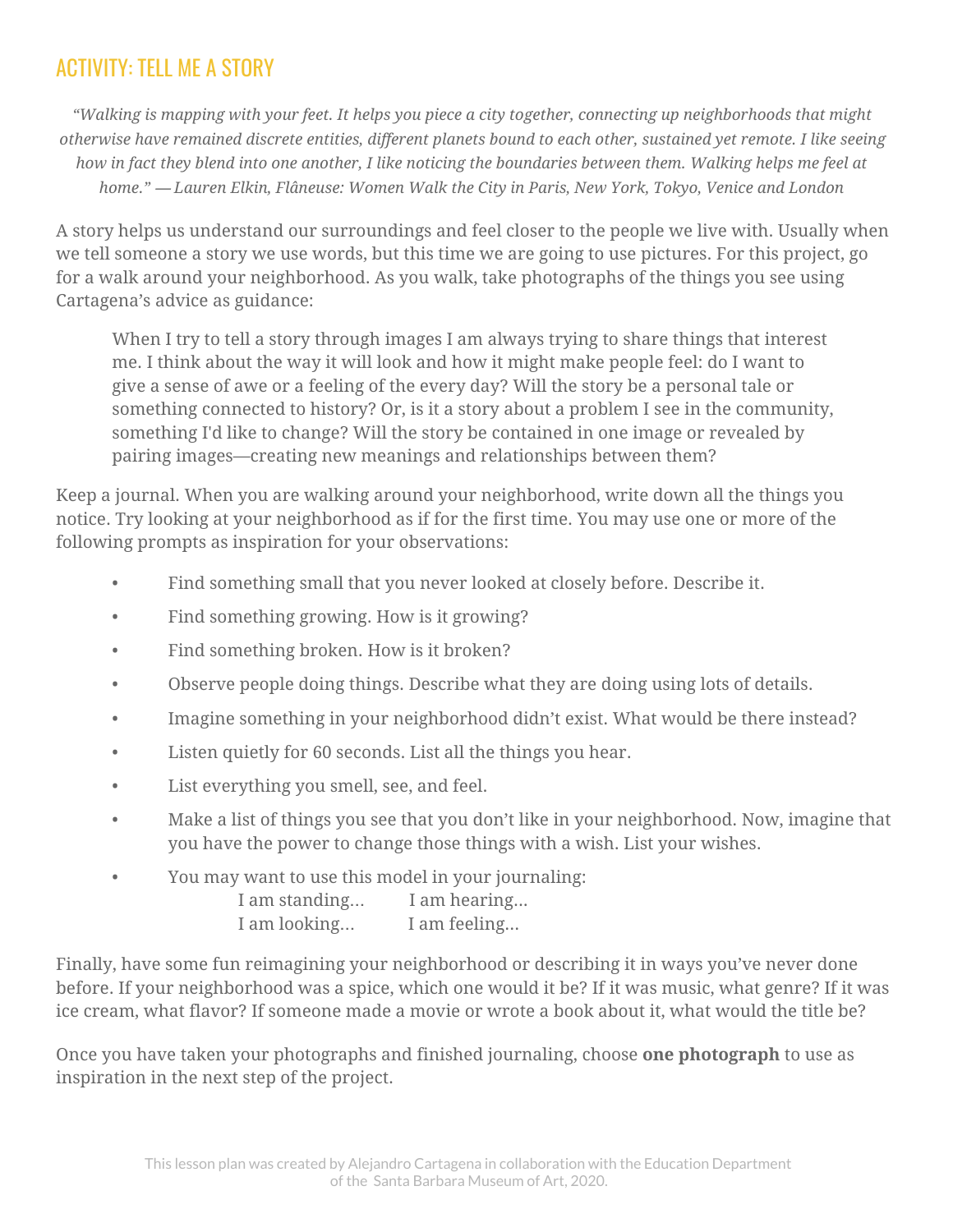## ACTIVITY: TELL ME A STORY

*"Walking is mapping with your feet. It helps you piece a city together, connecting up neighborhoods that might otherwise have remained discrete entities, different planets bound to each other, sustained yet remote. I like seeing how in fact they blend into one another, I like noticing the boundaries between them. Walking helps me feel at home." — Lauren Elkin, Flâneuse: Women Walk the City in Paris, New York, Tokyo, Venice and London*

A story helps us understand our surroundings and feel closer to the people we live with. Usually when we tell someone a story we use words, but this time we are going to use pictures. For this project, go for a walk around your neighborhood. As you walk, take photographs of the things you see using Cartagena's advice as guidance:

> When I try to tell a story through images I am always trying to share things that interest me. I think about the way it will look and how it might make people feel: do I want to give a sense of awe or a feeling of the every day? Will the story be a personal tale or something connected to history? Or, is it a story about a problem I see in the community, something I'd like to change? Will the story be contained in one image or revealed by pairing images—creating new meanings and relationships between them?

Keep a journal. When you are walking around your neighborhood, write down all the things you notice. Try looking at your neighborhood as if for the first time. You may use one or more of the following prompts as inspiration for your observations:

- Find something small that you never looked at closely before. Describe it.
- Find something growing. How is it growing?
- Find something broken. How is it broken?
- Observe people doing things. Describe what they are doing using lots of details.
- Imagine something in your neighborhood didn't exist. What would be there instead?
- Listen quietly for 60 seconds. List all the things you hear.
- List everything you smell, see, and feel.
- Make a list of things you see that you don't like in your neighborhood. Now, imagine that you have the power to change those things with a wish. List your wishes.
- You may want to use this model in your journaling:

  I am standing… I am hearing…
  I am looking… I am feeling…

Finally, have some fun reimagining your neighborhood or describing it in ways you've never done before. If your neighborhood was a spice, which one would it be? If it was music, what genre? If it was ice cream, what flavor? If someone made a movie or wrote a book about it, what would the title be?

Once you have taken your photographs and finished journaling, choose **one photograph** to use as inspiration in the next step of the project.

This lesson plan was created by Alejandro Cartagena in collaboration with the Education Department of the Santa Barbara Museum of Art, 2020.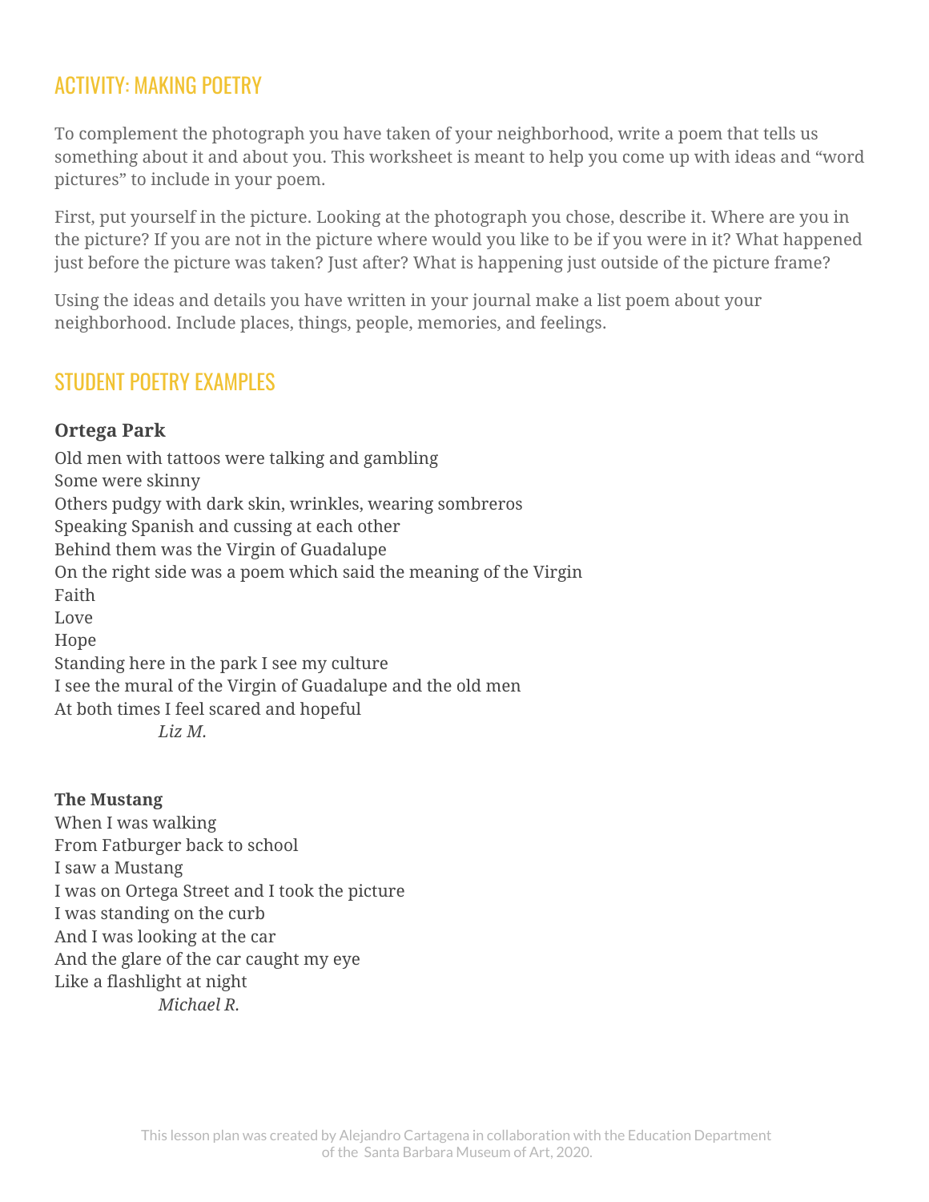## ACTIVITY: MAKING POETRY

To complement the photograph you have taken of your neighborhood, write a poem that tells us something about it and about you. This worksheet is meant to help you come up with ideas and "word pictures" to include in your poem.

First, put yourself in the picture. Looking at the photograph you chose, describe it. Where are you in the picture? If you are not in the picture where would you like to be if you were in it? What happened just before the picture was taken? Just after? What is happening just outside of the picture frame?

Using the ideas and details you have written in your journal make a list poem about your neighborhood. Include places, things, people, memories, and feelings.

## STUDENT POETRY EXAMPLES

**Ortega Park**

Old men with tattoos were talking and gambling
Some were skinny
Others pudgy with dark skin, wrinkles, wearing sombreros
Speaking Spanish and cussing at each other
Behind them was the Virgin of Guadalupe
On the right side was a poem which said the meaning of the Virgin
Faith
Love
Hope
Standing here in the park I see my culture
I see the mural of the Virgin of Guadalupe and the old men
At both times I feel scared and hopeful

*Liz M.*

**The Mustang**

When I was walking
From Fatburger back to school
I saw a Mustang
I was on Ortega Street and I took the picture
I was standing on the curb
And I was looking at the car
And the glare of the car caught my eye
Like a flashlight at night

*Michael R.*

This lesson plan was created by Alejandro Cartagena in collaboration with the Education Department of the Santa Barbara Museum of Art, 2020.